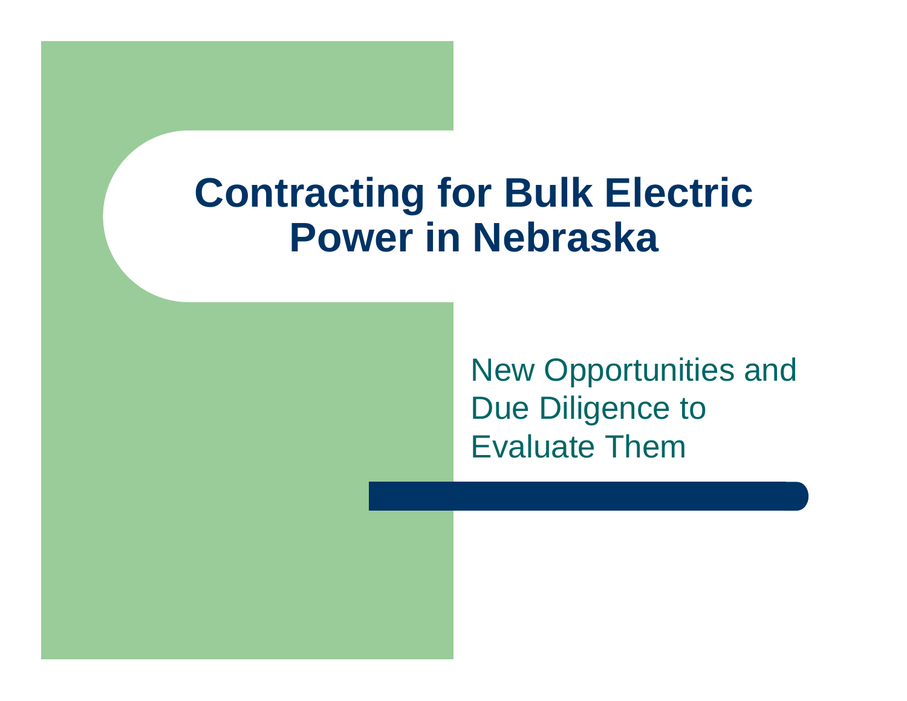# Contracting for Bulk Electric Power in Nebraska

New Opportunities and Due Diligence to Evaluate Them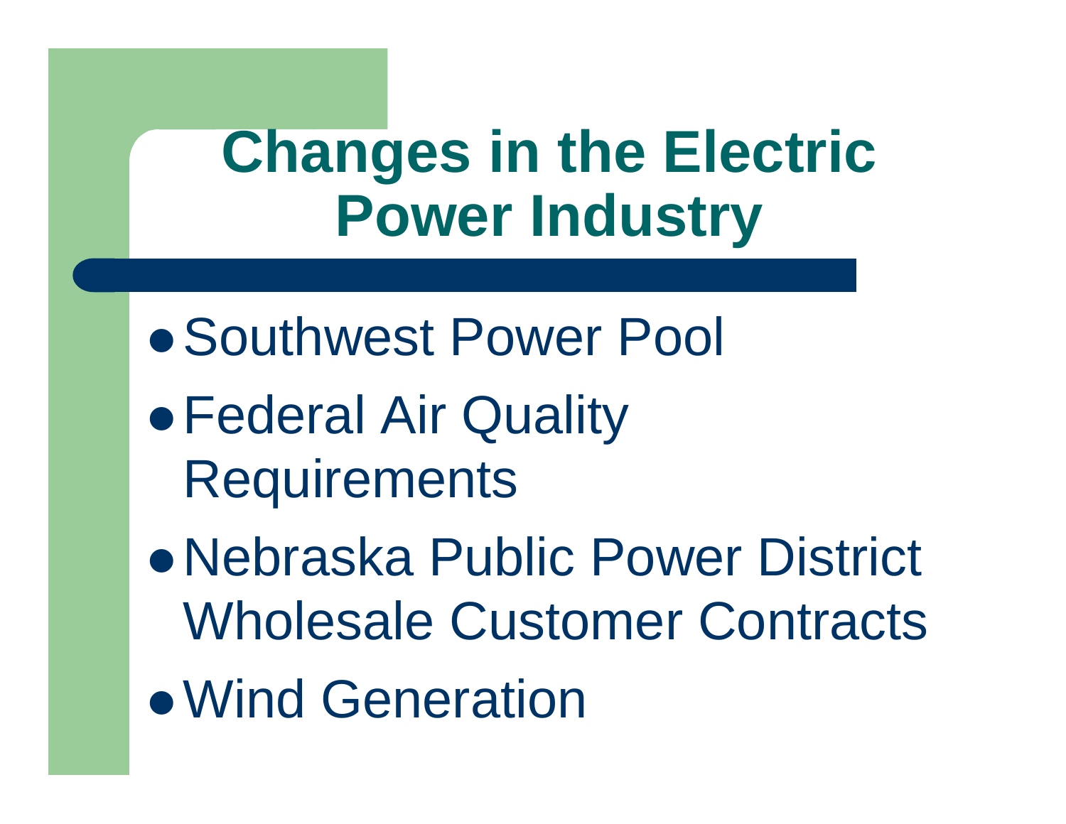# Changes in the Electric Power Industry

- Southwest Power Pool
- Federal Air Quality Requirements
- Nebraska Public Power District Wholesale Customer Contracts
- Wind Generation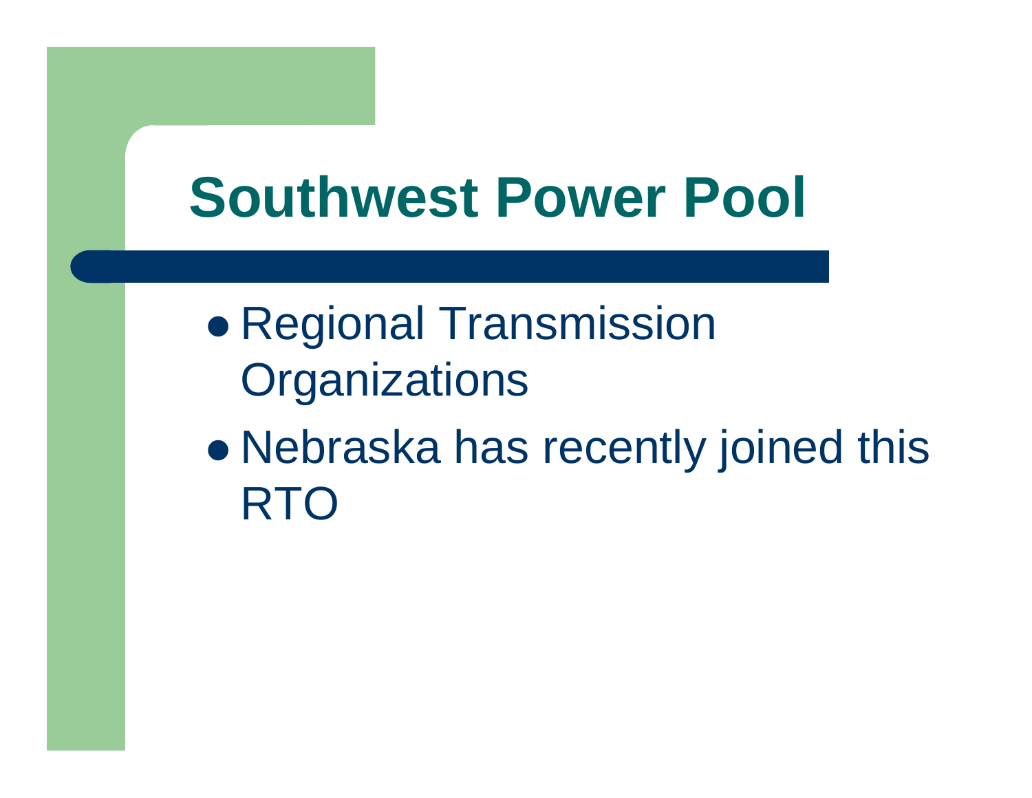# Southwest Power Pool

- Regional Transmission Organizations
- Nebraska has recently joined this RTO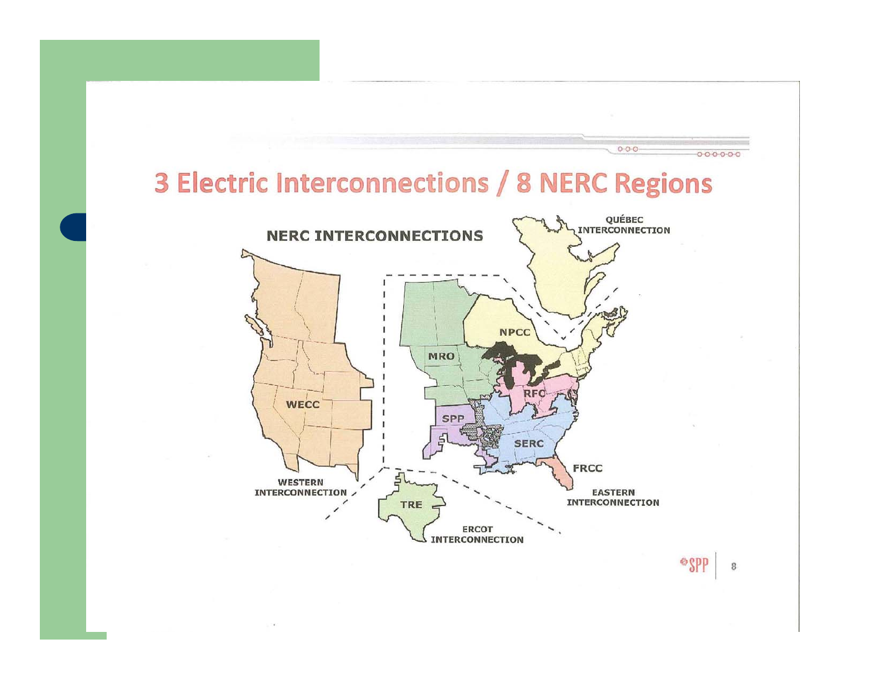# 3 Electric Interconnections / 8 NERC Regions

NERC INTERCONNECTIONS

QUÉBEC INTERCONNECTION

NPCC

MRO

RFC

WECC

SPP

SERC

FRCC

WESTERN INTERCONNECTION

TRE

EASTERN INTERCONNECTION

ERCOT INTERCONNECTION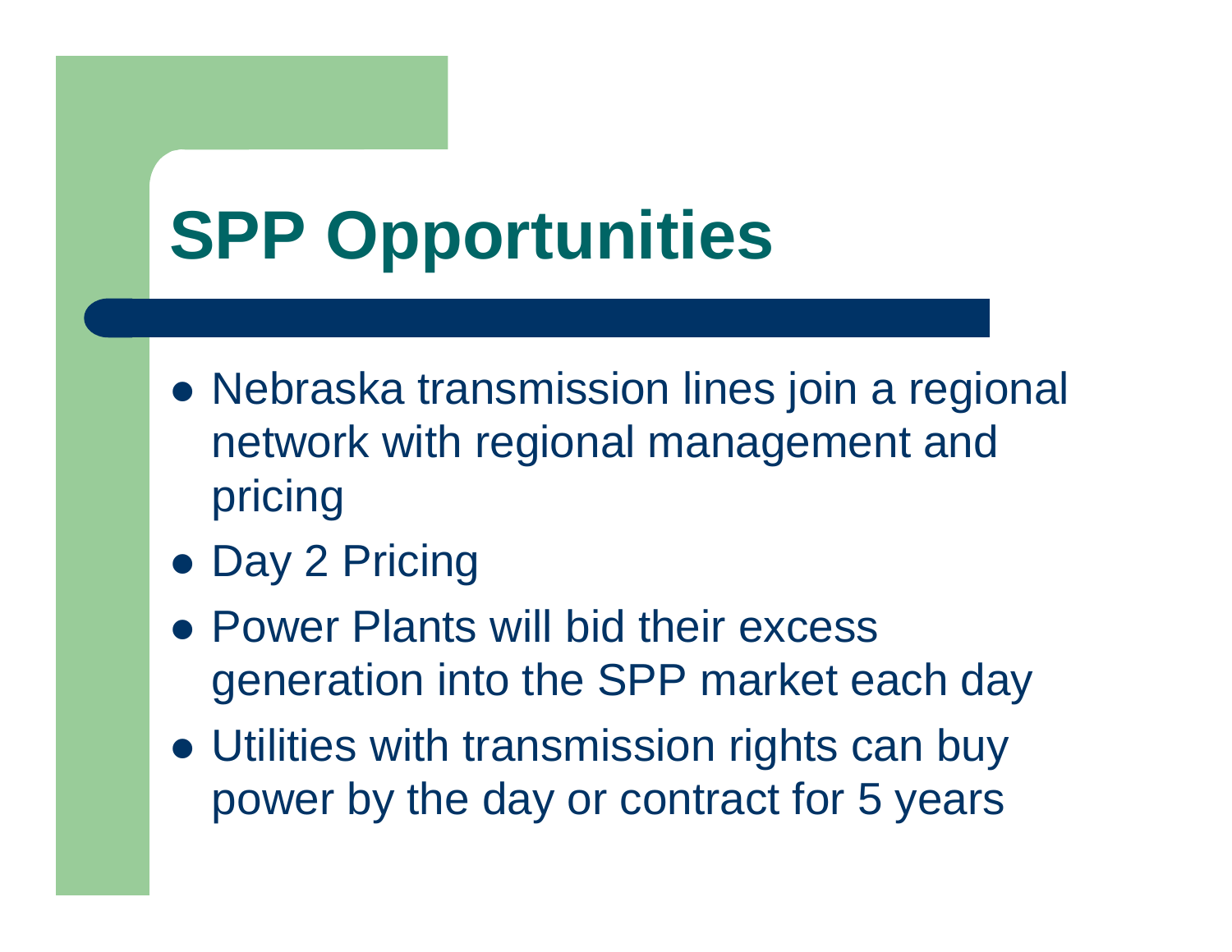# SPP Opportunities

- Nebraska transmission lines join a regional network with regional management and pricing
- Day 2 Pricing
- Power Plants will bid their excess generation into the SPP market each day
- Utilities with transmission rights can buy power by the day or contract for 5 years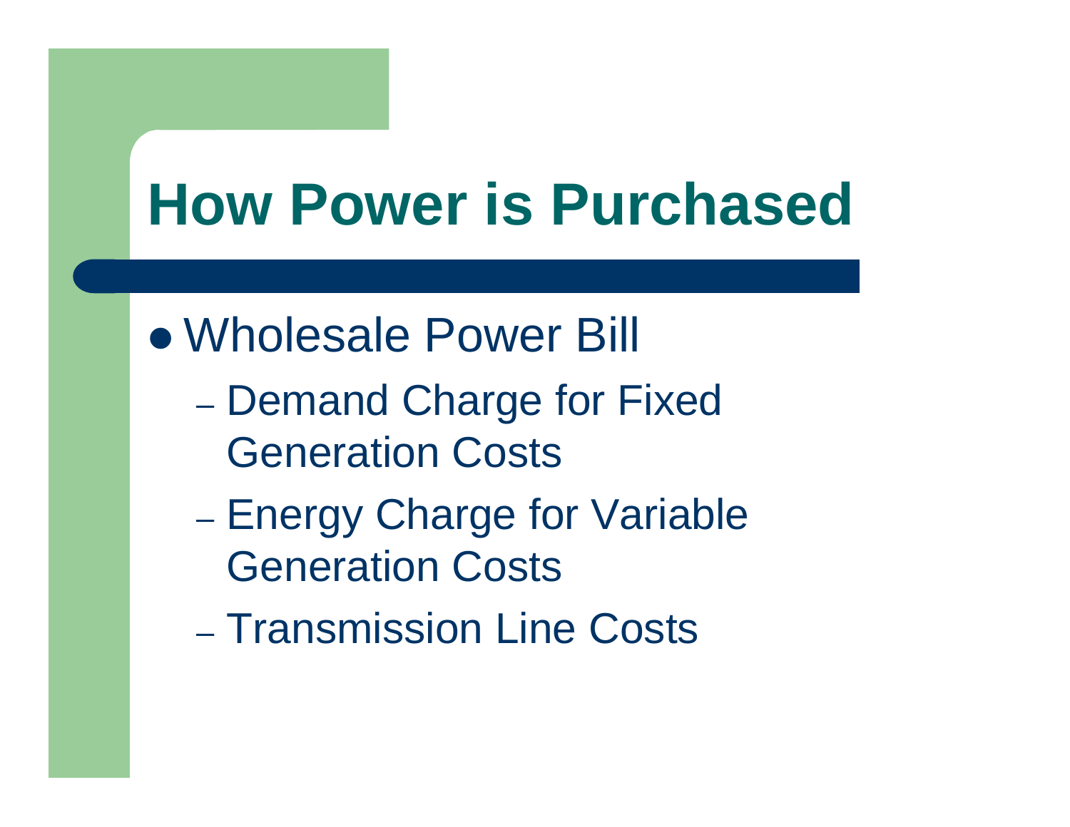# How Power is Purchased

- Wholesale Power Bill
  - Demand Charge for Fixed Generation Costs
  - Energy Charge for Variable Generation Costs
  - Transmission Line Costs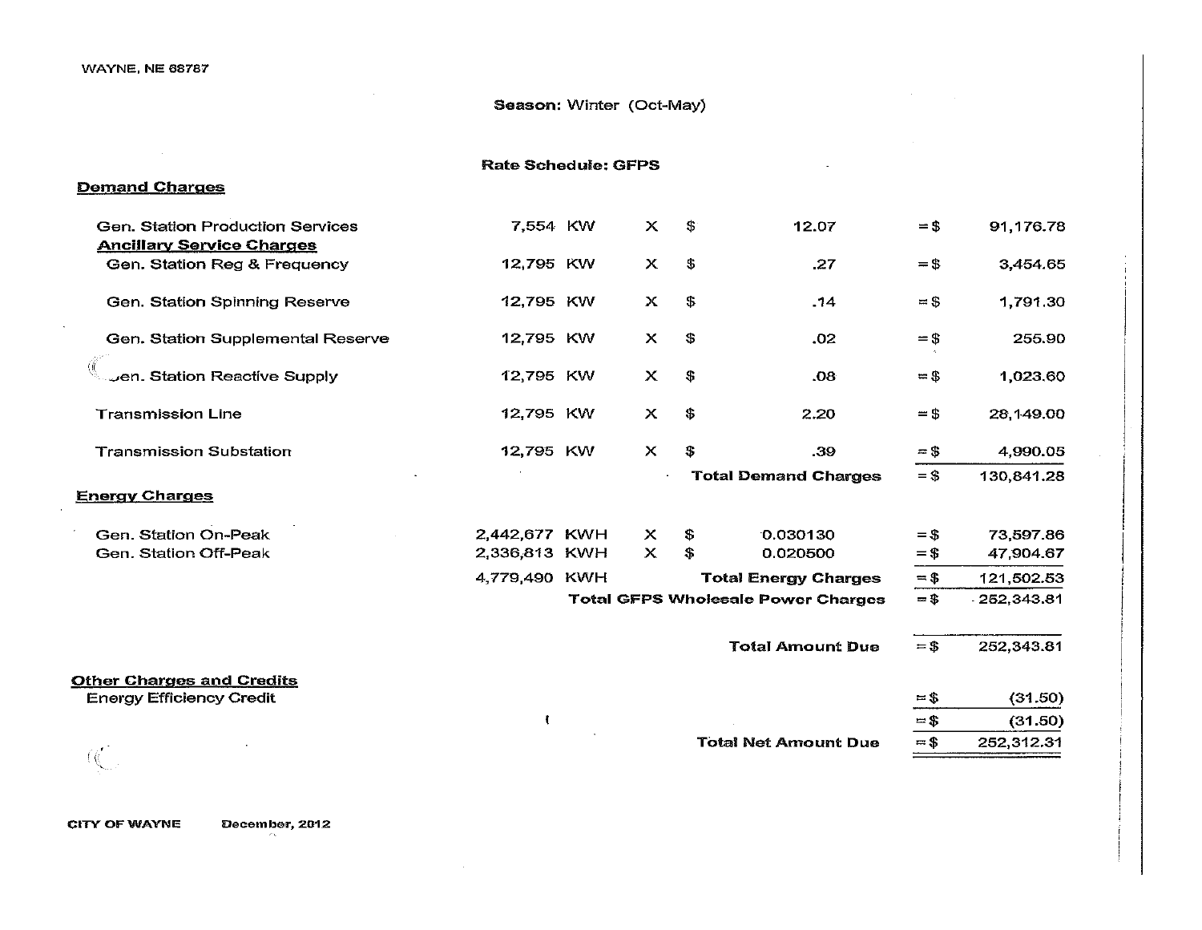WAYNE, NE 68787

**Season:** Winter (Oct-May)

**Rate Schedule: GFPS**

**Demand Charges**

| | | | | | | | |
|---|---|---|---|---|---|---|---|
| Gen. Station Production Services | 7,554 | KW | X | $ | 12.07 | = $ | 91,176.78 |
| **Ancillary Service Charges** | | | | | | | |
| Gen. Station Reg & Frequency | 12,795 | KW | X | $ | .27 | = $ | 3,454.65 |
| Gen. Station Spinning Reserve | 12,795 | KW | X | $ | .14 | = $ | 1,791.30 |
| Gen. Station Supplemental Reserve | 12,795 | KW | X | $ | .02 | = $ | 255.90 |
| Gen. Station Reactive Supply | 12,795 | KW | X | $ | .08 | = $ | 1,023.60 |
| Transmission Line | 12,795 | KW | X | $ | 2.20 | = $ | 28,149.00 |
| Transmission Substation | 12,795 | KW | X | $ | .39 | = $ | 4,990.05 |
| | | | | **Total Demand Charges** | | = $ | 130,841.28 |

**Energy Charges**

| | | | | | | | |
|---|---|---|---|---|---|---|---|
| Gen. Station On-Peak | 2,442,677 | KWH | X | $ | 0.030130 | = $ | 73,597.86 |
| Gen. Station Off-Peak | 2,336,813 | KWH | X | $ | 0.020500 | = $ | 47,904.67 |
| | 4,779,490 | KWH | | **Total Energy Charges** | | = $ | 121,502.53 |
| | | | **Total GFPS Wholesale Power Charges** | | | = $ | 252,343.81 |
| | | | | **Total Amount Due** | | = $ | 252,343.81 |

**Other Charges and Credits**

| | | |
|---|---|---|
| Energy Efficiency Credit | = $ | (31.50) |
| | = $ | (31.50) |
| **Total Net Amount Due** | = $ | 252,312.31 |

CITY OF WAYNE December, 2012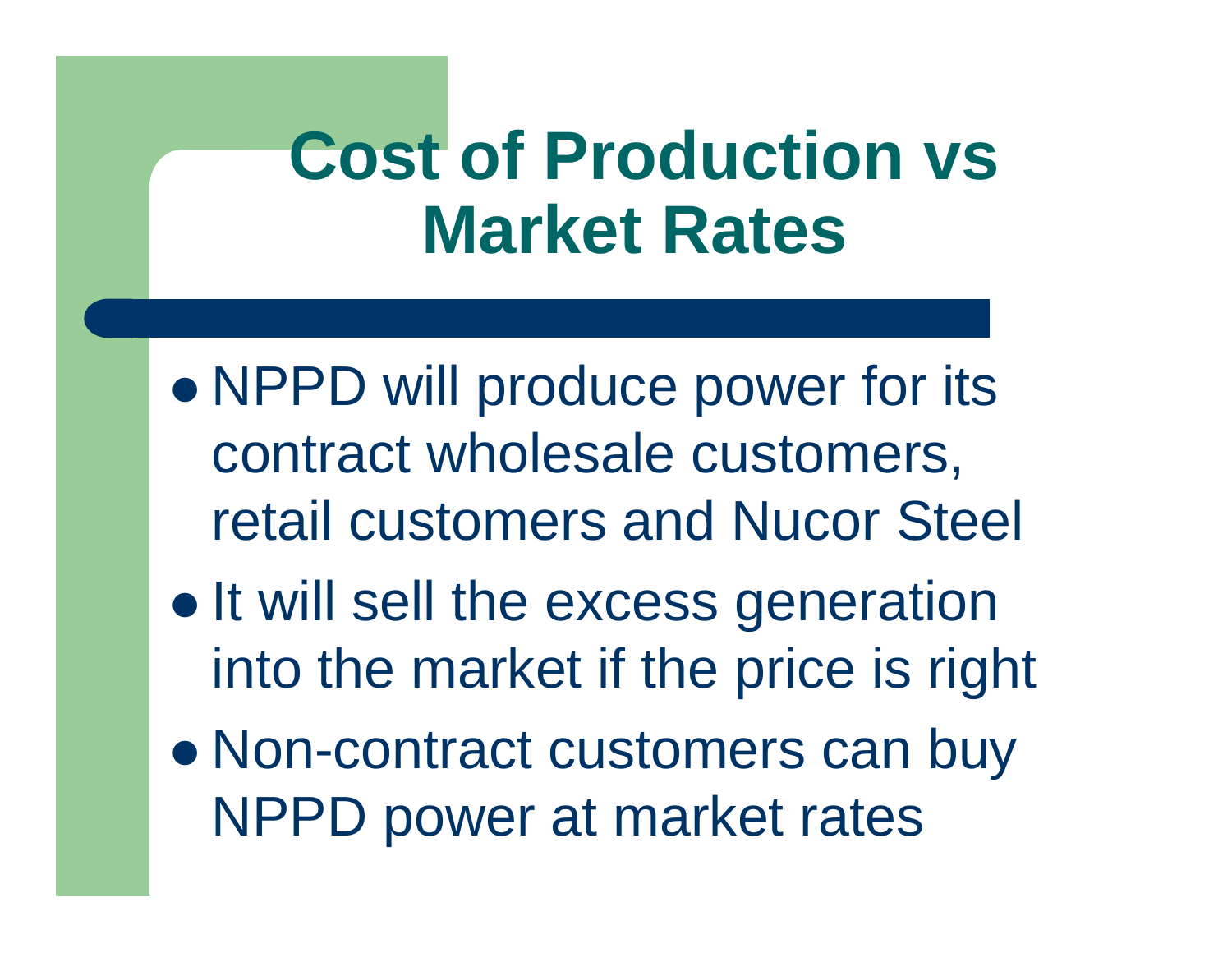# Cost of Production vs Market Rates

- NPPD will produce power for its contract wholesale customers, retail customers and Nucor Steel
- It will sell the excess generation into the market if the price is right
- Non-contract customers can buy NPPD power at market rates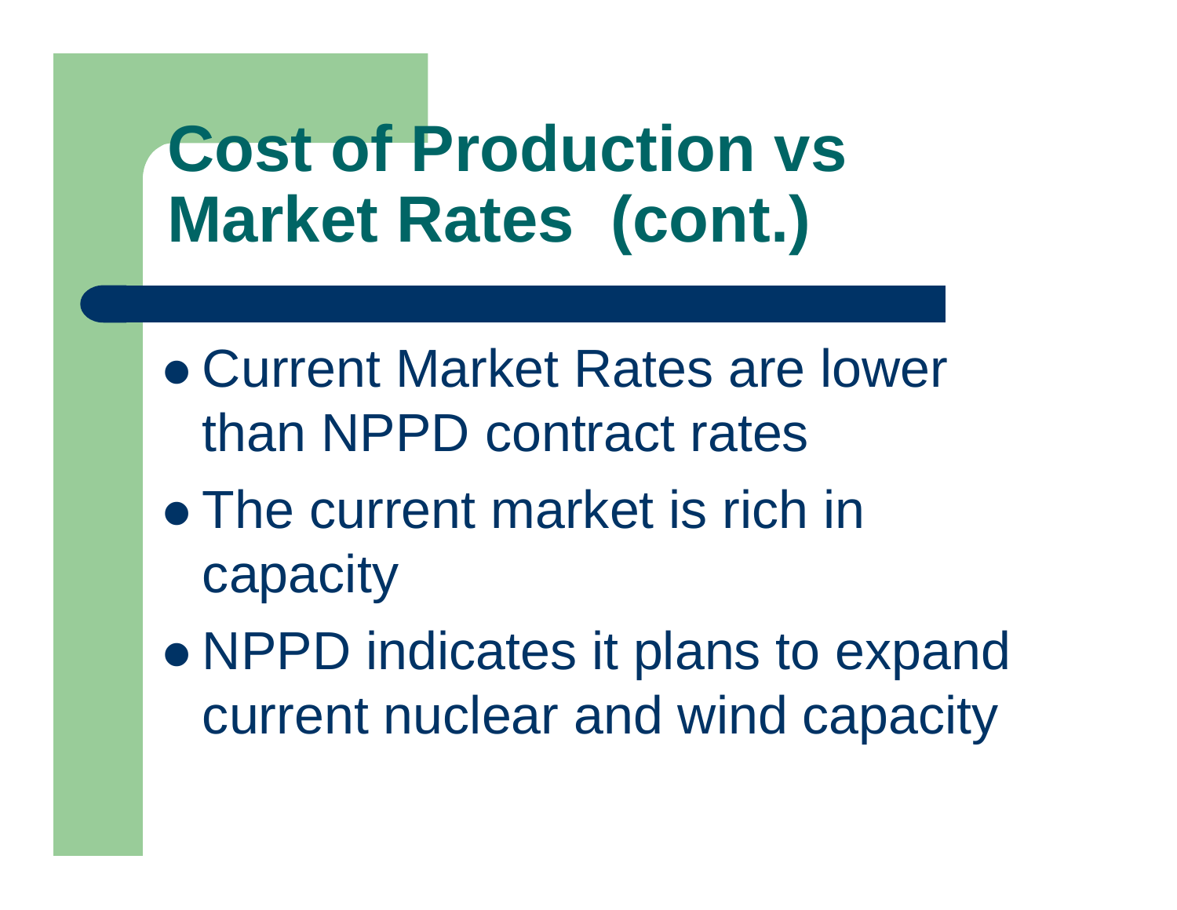# Cost of Production vs Market Rates (cont.)

- Current Market Rates are lower than NPPD contract rates
- The current market is rich in capacity
- NPPD indicates it plans to expand current nuclear and wind capacity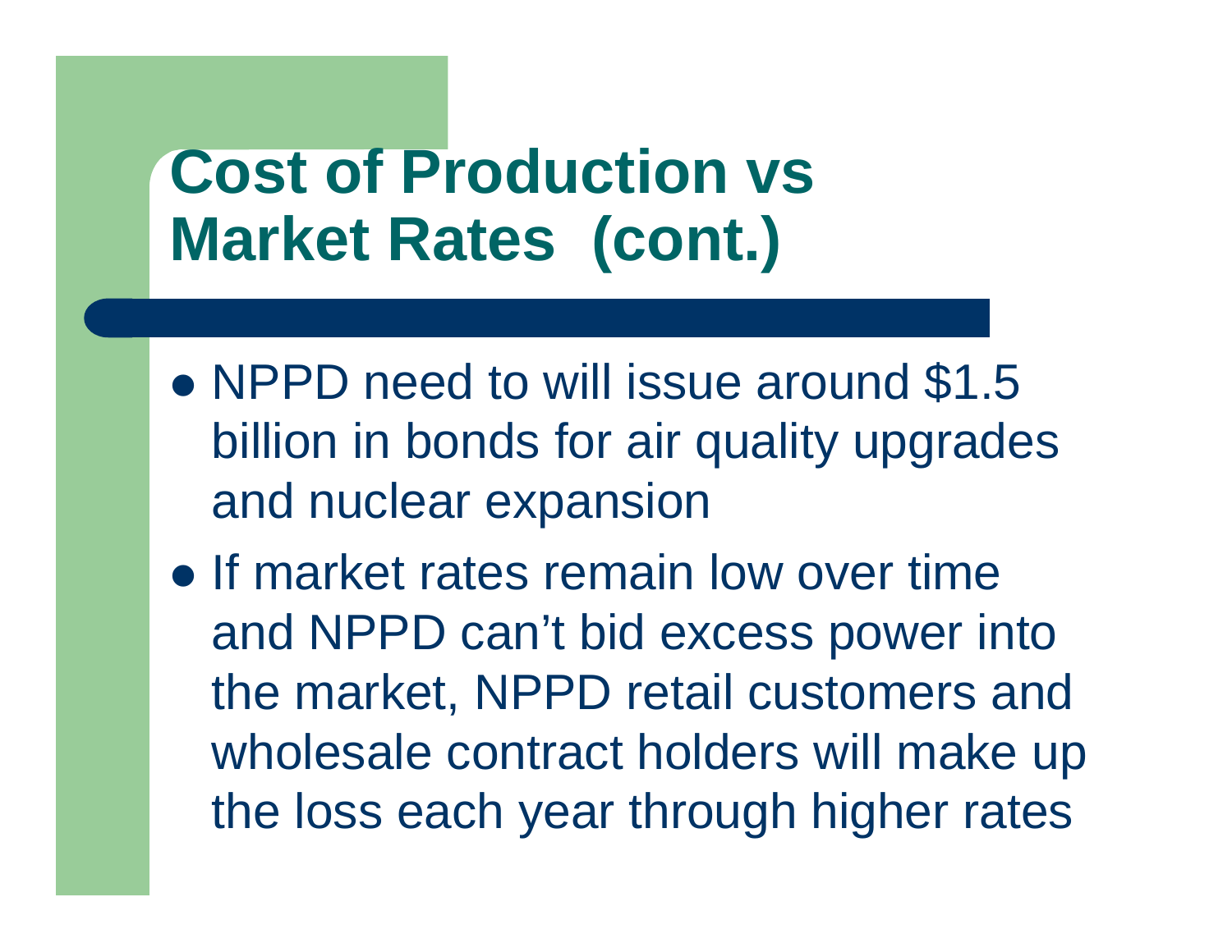# Cost of Production vs Market Rates (cont.)

- NPPD need to will issue around $1.5 billion in bonds for air quality upgrades and nuclear expansion
- If market rates remain low over time and NPPD can't bid excess power into the market, NPPD retail customers and wholesale contract holders will make up the loss each year through higher rates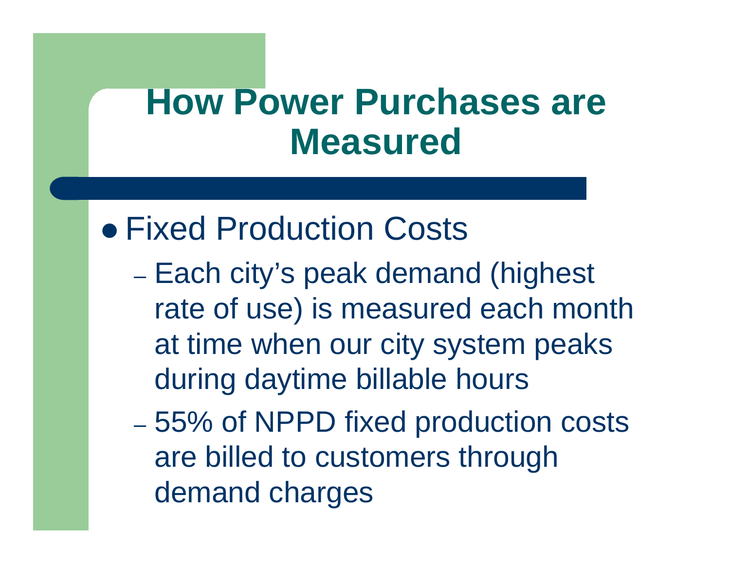# How Power Purchases are Measured

- Fixed Production Costs
  - Each city's peak demand (highest rate of use) is measured each month at time when our city system peaks during daytime billable hours
  - 55% of NPPD fixed production costs are billed to customers through demand charges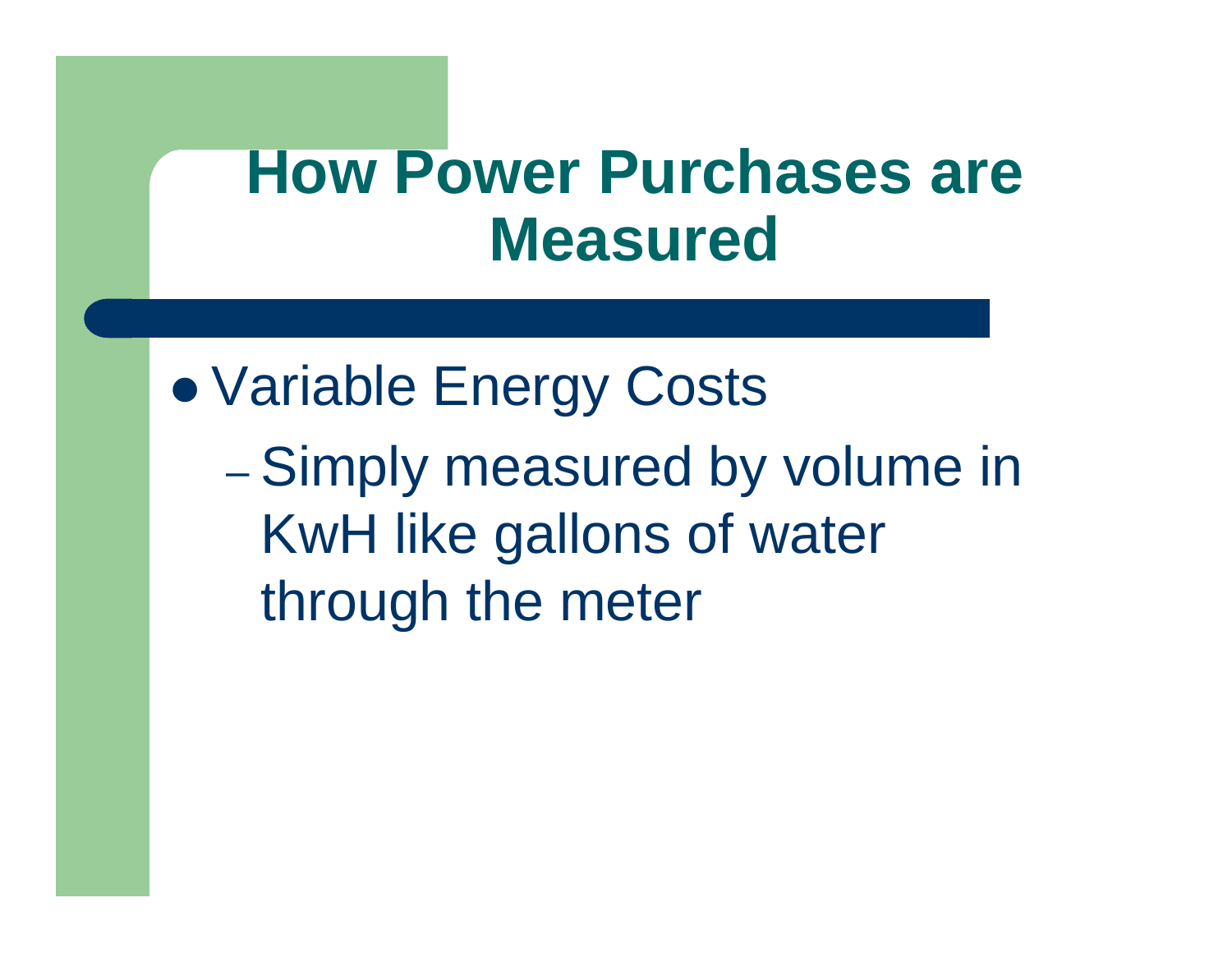# How Power Purchases are Measured

- Variable Energy Costs
  - Simply measured by volume in KwH like gallons of water through the meter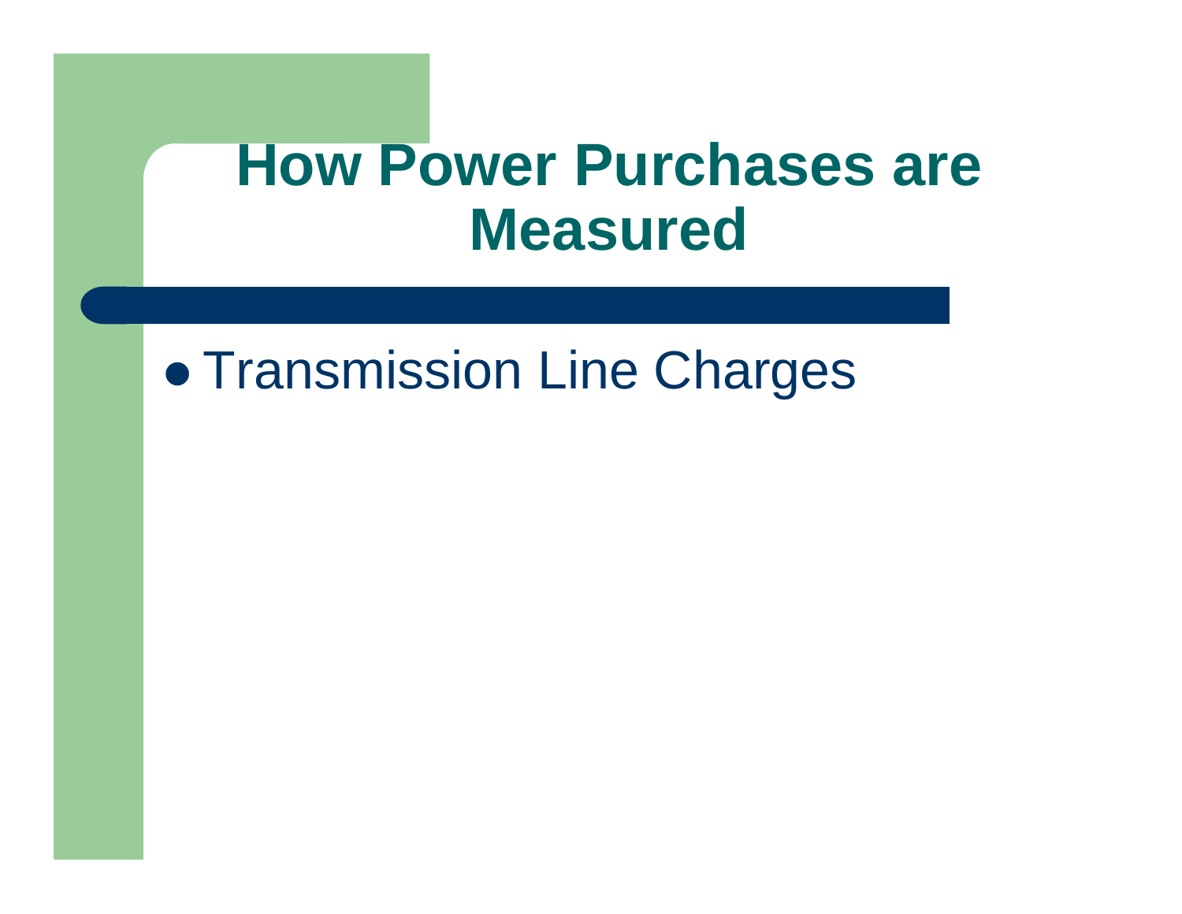# How Power Purchases are Measured

- Transmission Line Charges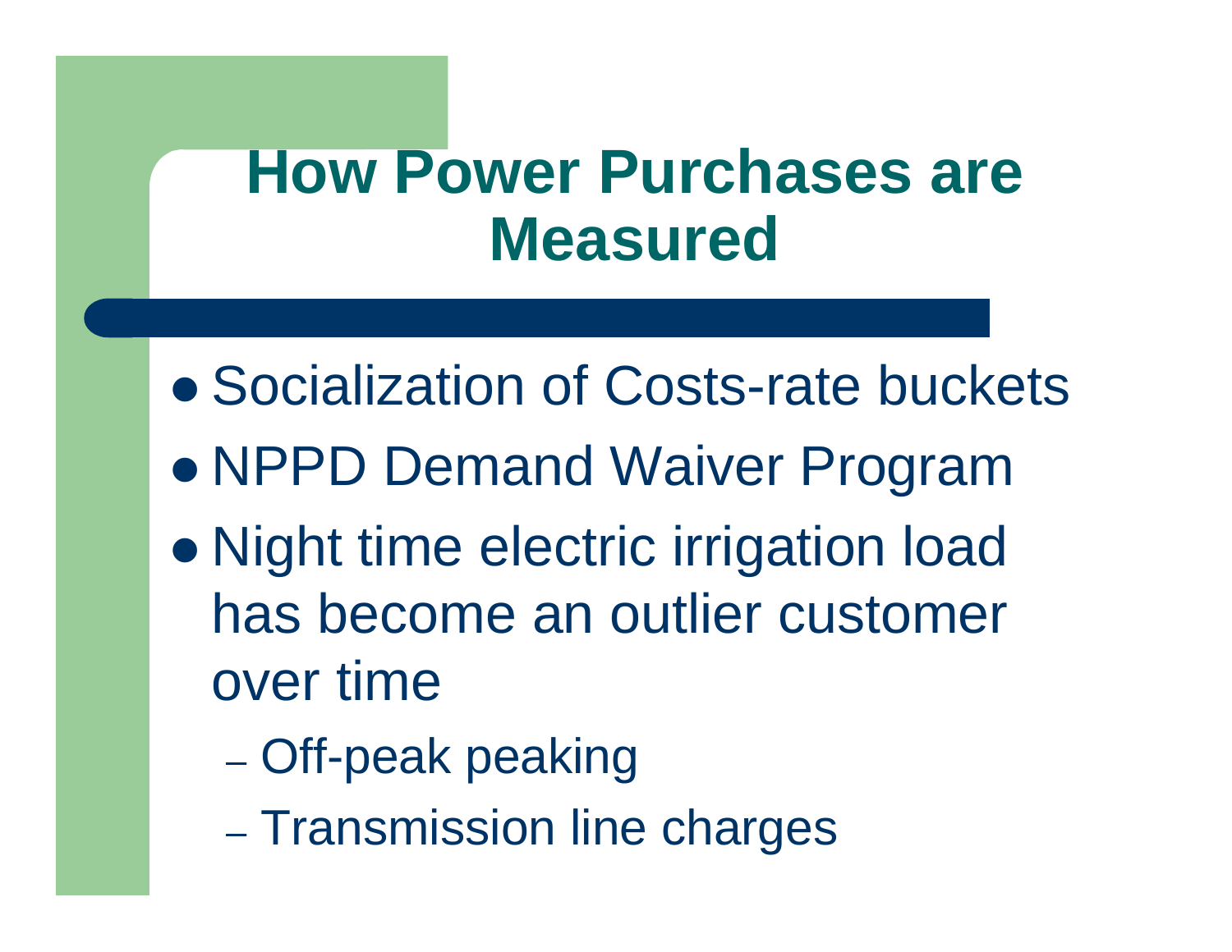# How Power Purchases are Measured

- Socialization of Costs-rate buckets
- NPPD Demand Waiver Program
- Night time electric irrigation load has become an outlier customer over time
  - Off-peak peaking
  - Transmission line charges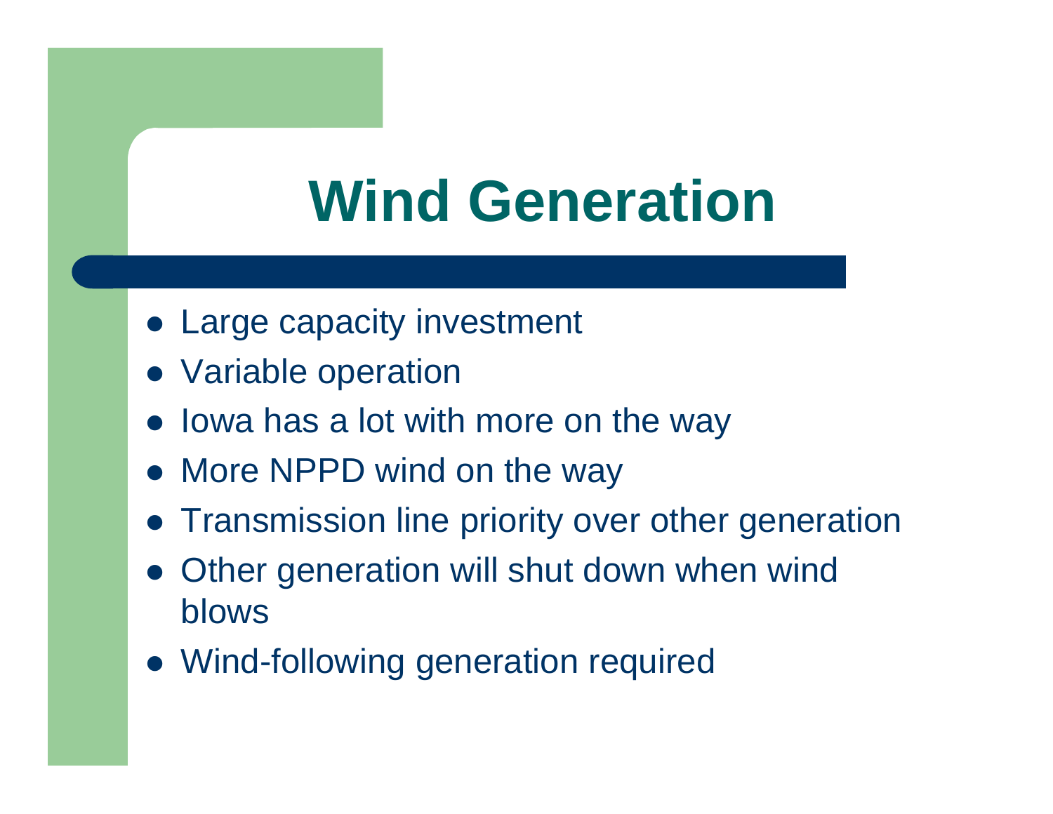# Wind Generation

- Large capacity investment
- Variable operation
- Iowa has a lot with more on the way
- More NPPD wind on the way
- Transmission line priority over other generation
- Other generation will shut down when wind blows
- Wind-following generation required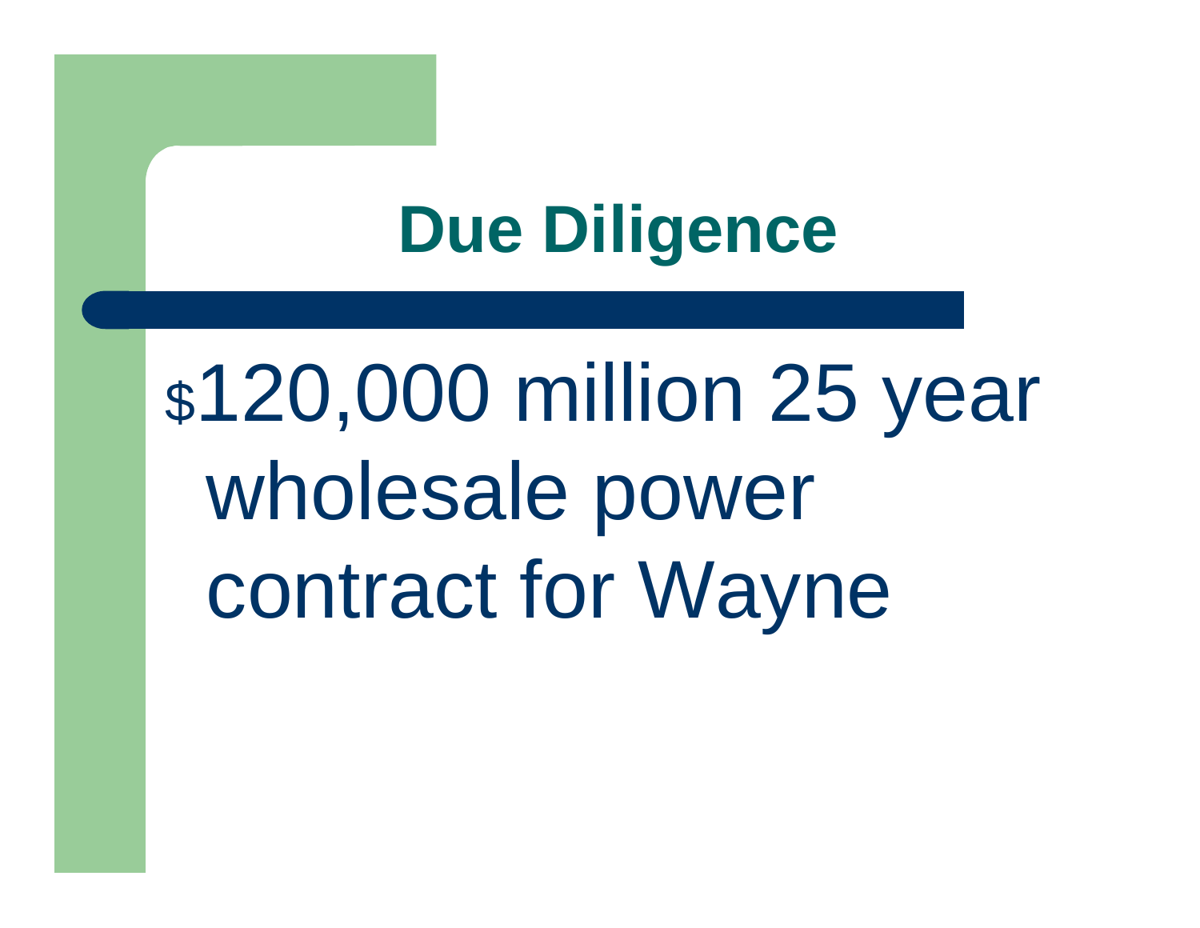# Due Diligence

- $120,000 million 25 year wholesale power contract for Wayne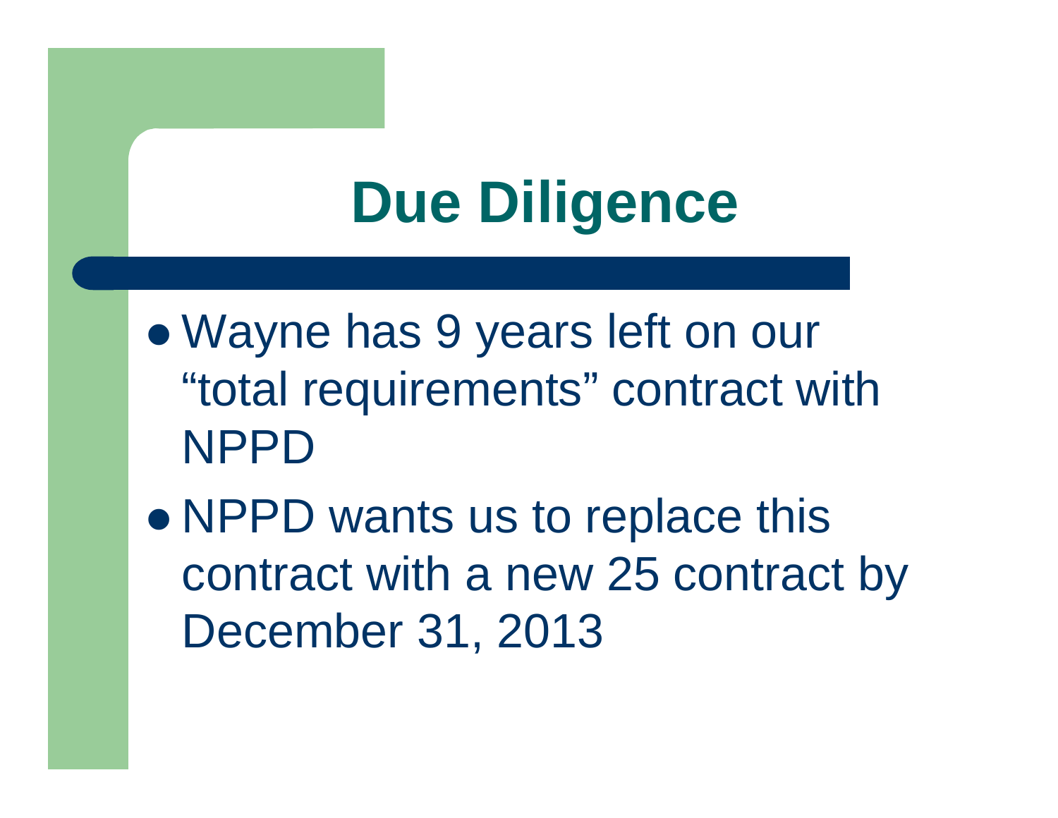# Due Diligence

- Wayne has 9 years left on our "total requirements" contract with NPPD
- NPPD wants us to replace this contract with a new 25 contract by December 31, 2013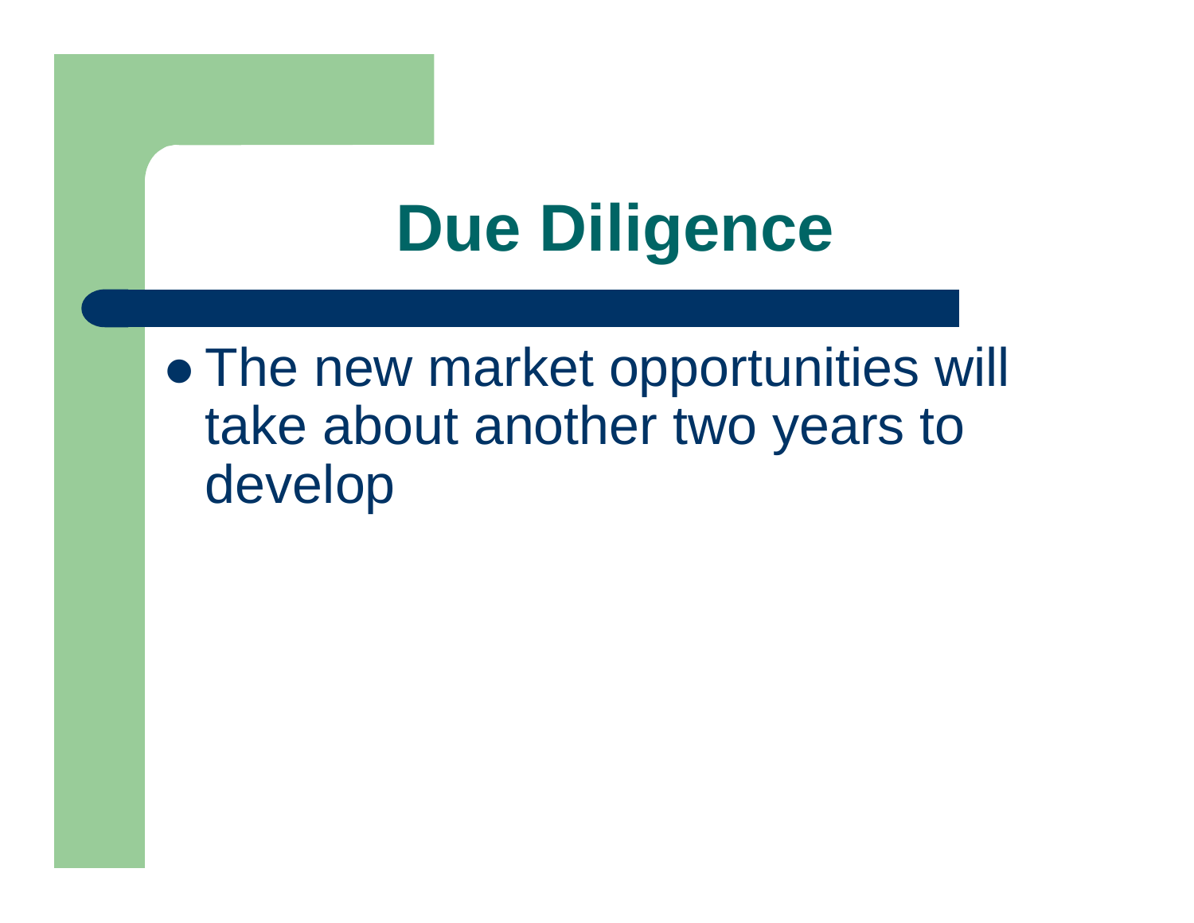# Due Diligence

- The new market opportunities will take about another two years to develop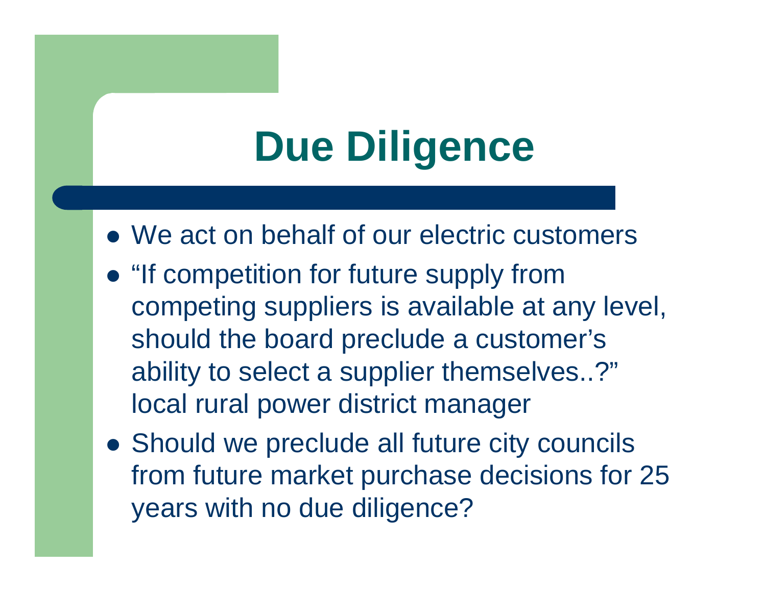# Due Diligence

- We act on behalf of our electric customers
- “If competition for future supply from competing suppliers is available at any level, should the board preclude a customer’s ability to select a supplier themselves..?” local rural power district manager
- Should we preclude all future city councils from future market purchase decisions for 25 years with no due diligence?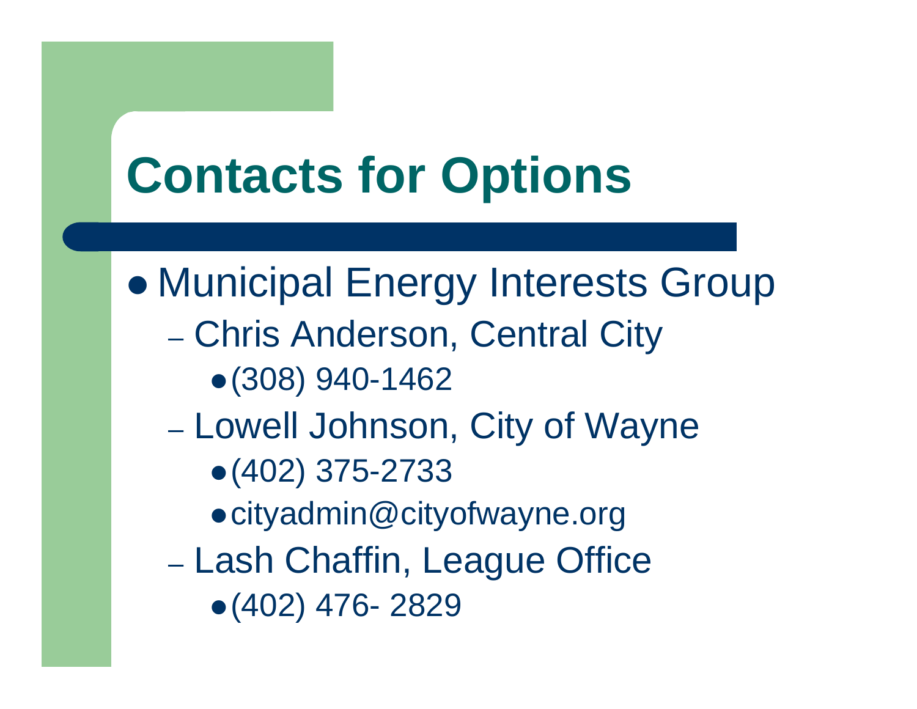# Contacts for Options

- Municipal Energy Interests Group
  - Chris Anderson, Central City
    - (308) 940-1462
  - Lowell Johnson, City of Wayne
    - (402) 375-2733
    - cityadmin@cityofwayne.org
  - Lash Chaffin, League Office
    - (402) 476- 2829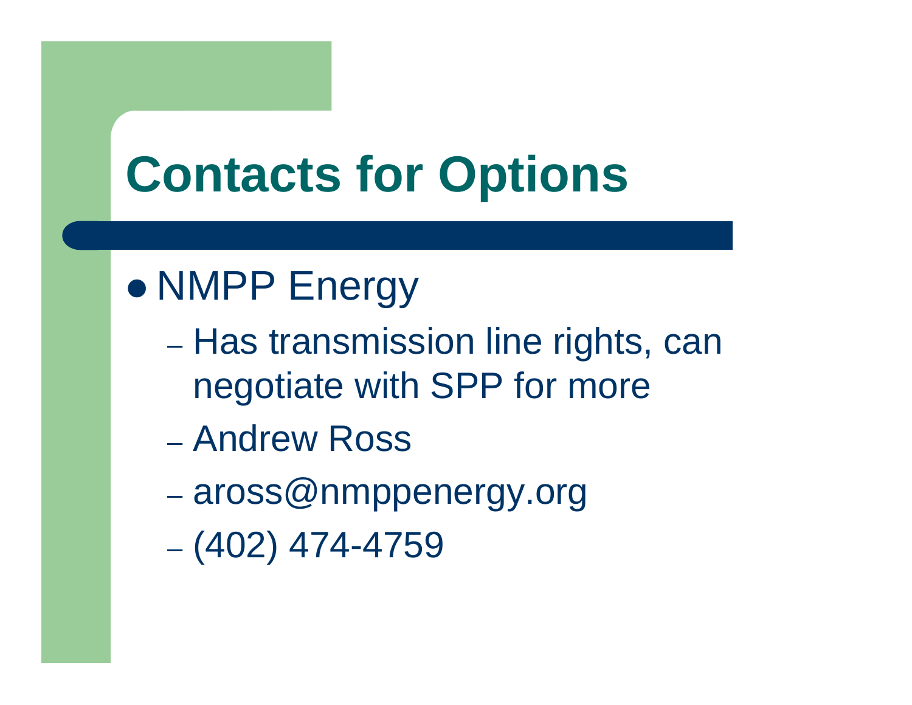# Contacts for Options

- NMPP Energy
  - Has transmission line rights, can negotiate with SPP for more
  - Andrew Ross
  - aross@nmppenergy.org
  - (402) 474-4759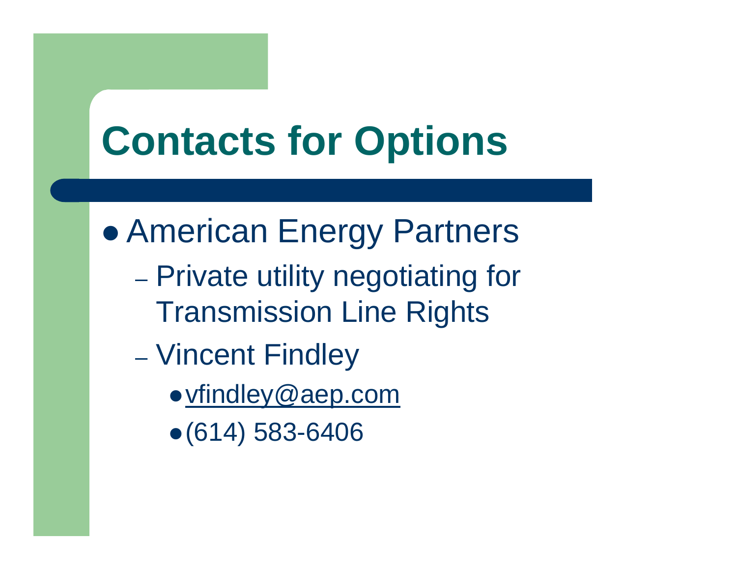# Contacts for Options

- American Energy Partners
  - Private utility negotiating for Transmission Line Rights
  - Vincent Findley
    - vfindley@aep.com
    - (614) 583-6406